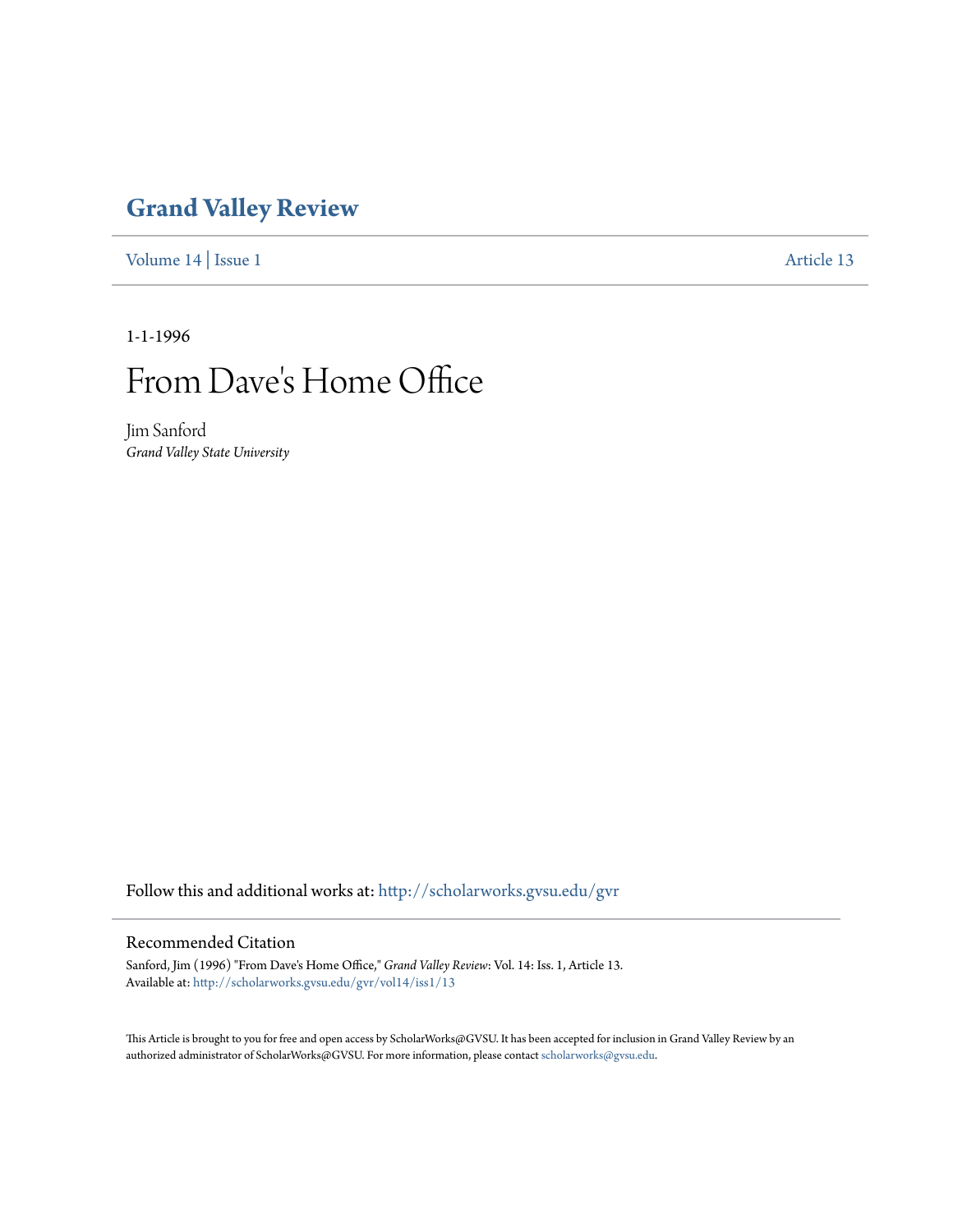# Grand Valley Review

Volume 14 | Issue 1 Article 13

1-1-1996

# From Dave's Home Office

Jim Sanford
*Grand Valley State University*

Follow this and additional works at: http://scholarworks.gvsu.edu/gvr

## Recommended Citation

Sanford, Jim (1996) "From Dave's Home Office," *Grand Valley Review*: Vol. 14: Iss. 1, Article 13.
Available at: http://scholarworks.gvsu.edu/gvr/vol14/iss1/13

This Article is brought to you for free and open access by ScholarWorks@GVSU. It has been accepted for inclusion in Grand Valley Review by an authorized administrator of ScholarWorks@GVSU. For more information, please contact scholarworks@gvsu.edu.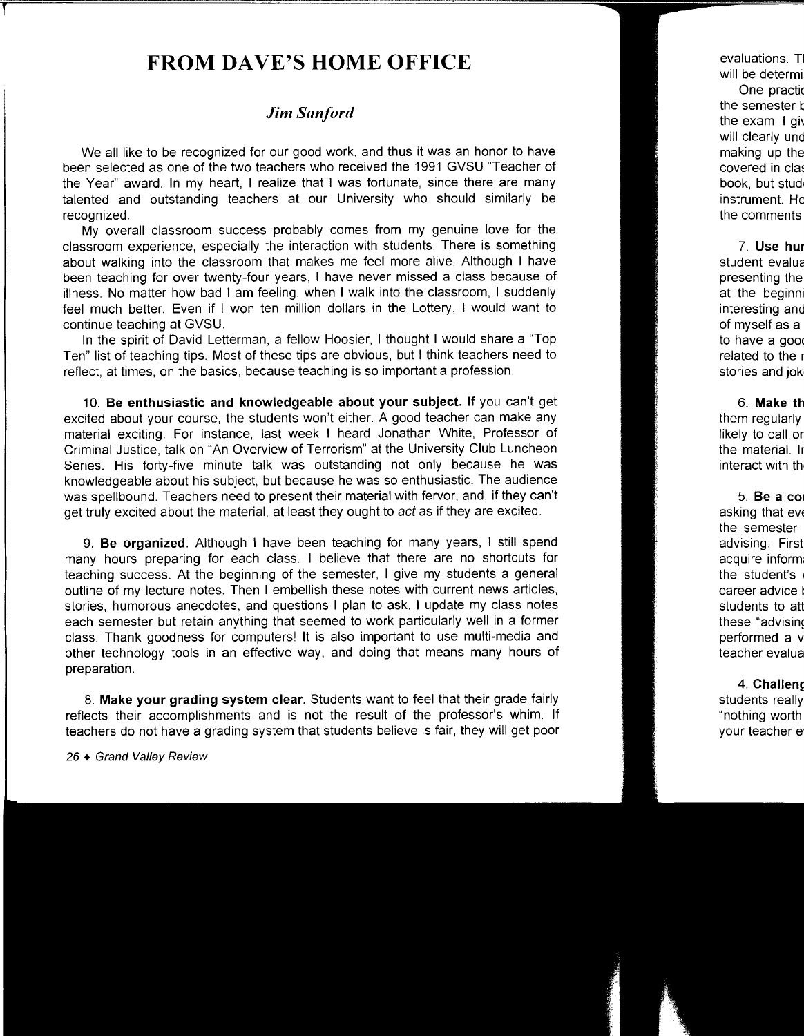# FROM DAVE'S HOME OFFICE

## *Jim Sanford*

We all like to be recognized for our good work, and thus it was an honor to have been selected as one of the two teachers who received the 1991 GVSU "Teacher of the Year" award. In my heart, I realize that I was fortunate, since there are many talented and outstanding teachers at our University who should similarly be recognized.

My overall classroom success probably comes from my genuine love for the classroom experience, especially the interaction with students. There is something about walking into the classroom that makes me feel more alive. Although I have been teaching for over twenty-four years, I have never missed a class because of illness. No matter how bad I am feeling, when I walk into the classroom, I suddenly feel much better. Even if I won ten million dollars in the Lottery, I would want to continue teaching at GVSU.

In the spirit of David Letterman, a fellow Hoosier, I thought I would share a "Top Ten" list of teaching tips. Most of these tips are obvious, but I think teachers need to reflect, at times, on the basics, because teaching is so important a profession.

10. **Be enthusiastic and knowledgeable about your subject.** If you can't get excited about your course, the students won't either. A good teacher can make any material exciting. For instance, last week I heard Jonathan White, Professor of Criminal Justice, talk on "An Overview of Terrorism" at the University Club Luncheon Series. His forty-five minute talk was outstanding not only because he was knowledgeable about his subject, but because he was so enthusiastic. The audience was spellbound. Teachers need to present their material with fervor, and, if they can't get truly excited about the material, at least they ought to *act* as if they are excited.

9. **Be organized**. Although I have been teaching for many years, I still spend many hours preparing for each class. I believe that there are no shortcuts for teaching success. At the beginning of the semester, I give my students a general outline of my lecture notes. Then I embellish these notes with current news articles, stories, humorous anecdotes, and questions I plan to ask. I update my class notes each semester but retain anything that seemed to work particularly well in a former class. Thank goodness for computers! It is also important to use multi-media and other technology tools in an effective way, and doing that means many hours of preparation.

8. **Make your grading system clear**. Students want to feel that their grade fairly reflects their accomplishments and is not the result of the professor's whim. If teachers do not have a grading system that students believe is fair, they will get poor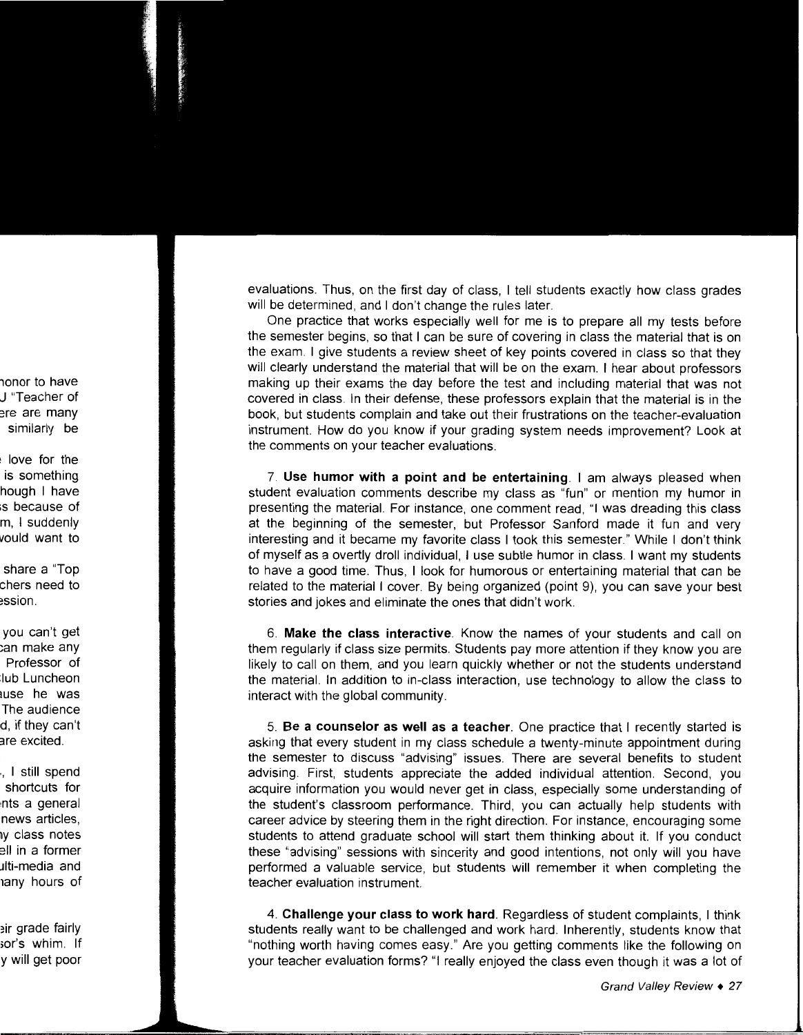evaluations. Thus, on the first day of class, I tell students exactly how class grades will be determined, and I don't change the rules later.

One practice that works especially well for me is to prepare all my tests before the semester begins, so that I can be sure of covering in class the material that is on the exam. I give students a review sheet of key points covered in class so that they will clearly understand the material that will be on the exam. I hear about professors making up their exams the day before the test and including material that was not covered in class. In their defense, these professors explain that the material is in the book, but students complain and take out their frustrations on the teacher-evaluation instrument. How do you know if your grading system needs improvement? Look at the comments on your teacher evaluations.

7. **Use humor with a point and be entertaining**. I am always pleased when student evaluation comments describe my class as "fun" or mention my humor in presenting the material. For instance, one comment read, "I was dreading this class at the beginning of the semester, but Professor Sanford made it fun and very interesting and it became my favorite class I took this semester." While I don't think of myself as a overtly droll individual, I use subtle humor in class. I want my students to have a good time. Thus, I look for humorous or entertaining material that can be related to the material I cover. By being organized (point 9), you can save your best stories and jokes and eliminate the ones that didn't work.

6. **Make the class interactive**. Know the names of your students and call on them regularly if class size permits. Students pay more attention if they know you are likely to call on them, and you learn quickly whether or not the students understand the material. In addition to in-class interaction, use technology to allow the class to interact with the global community.

5. **Be a counselor as well as a teacher**. One practice that I recently started is asking that every student in my class schedule a twenty-minute appointment during the semester to discuss "advising" issues. There are several benefits to student advising. First, students appreciate the added individual attention. Second, you acquire information you would never get in class, especially some understanding of the student's classroom performance. Third, you can actually help students with career advice by steering them in the right direction. For instance, encouraging some students to attend graduate school will start them thinking about it. If you conduct these "advising" sessions with sincerity and good intentions, not only will you have performed a valuable service, but students will remember it when completing the teacher evaluation instrument.

4. **Challenge your class to work hard**. Regardless of student complaints, I think students really want to be challenged and work hard. Inherently, students know that "nothing worth having comes easy." Are you getting comments like the following on your teacher evaluation forms? "I really enjoyed the class even though it was a lot of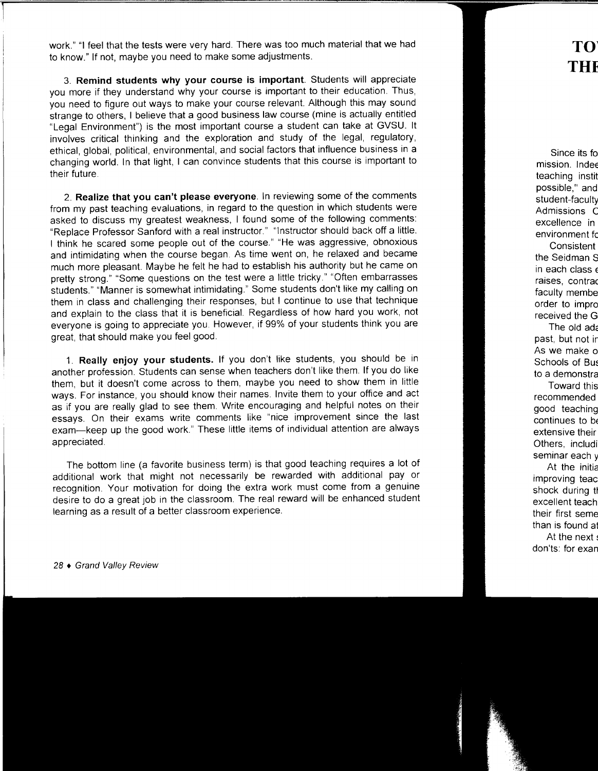work." "I feel that the tests were very hard. There was too much material that we had to know." If not, maybe you need to make some adjustments.

3. **Remind students why your course is important**. Students will appreciate you more if they understand why your course is important to their education. Thus, you need to figure out ways to make your course relevant. Although this may sound strange to others, I believe that a good business law course (mine is actually entitled "Legal Environment") is the most important course a student can take at GVSU. It involves critical thinking and the exploration and study of the legal, regulatory, ethical, global, political, environmental, and social factors that influence business in a changing world. In that light, I can convince students that this course is important to their future.

2. **Realize that you can't please everyone**. In reviewing some of the comments from my past teaching evaluations, in regard to the question in which students were asked to discuss my greatest weakness, I found some of the following comments: "Replace Professor Sanford with a real instructor." "Instructor should back off a little. I think he scared some people out of the course." "He was aggressive, obnoxious and intimidating when the course began. As time went on, he relaxed and became much more pleasant. Maybe he felt he had to establish his authority but he came on pretty strong." "Some questions on the test were a little tricky." "Often embarrasses students." "Manner is somewhat intimidating." Some students don't like my calling on them in class and challenging their responses, but I continue to use that technique and explain to the class that it is beneficial. Regardless of how hard you work, not everyone is going to appreciate you. However, if 99% of your students think you are great, that should make you feel good.

1. **Really enjoy your students.** If you don't like students, you should be in another profession. Students can sense when teachers don't like them. If you do like them, but it doesn't come across to them, maybe you need to show them in little ways. For instance, you should know their names. Invite them to your office and act as if you are really glad to see them. Write encouraging and helpful notes on their essays. On their exams write comments like "nice improvement since the last exam—keep up the good work." These little items of individual attention are always appreciated.

The bottom line (a favorite business term) is that good teaching requires a lot of additional work that might not necessarily be rewarded with additional pay or recognition. Your motivation for doing the extra work must come from a genuine desire to do a great job in the classroom. The real reward will be enhanced student learning as a result of a better classroom experience.